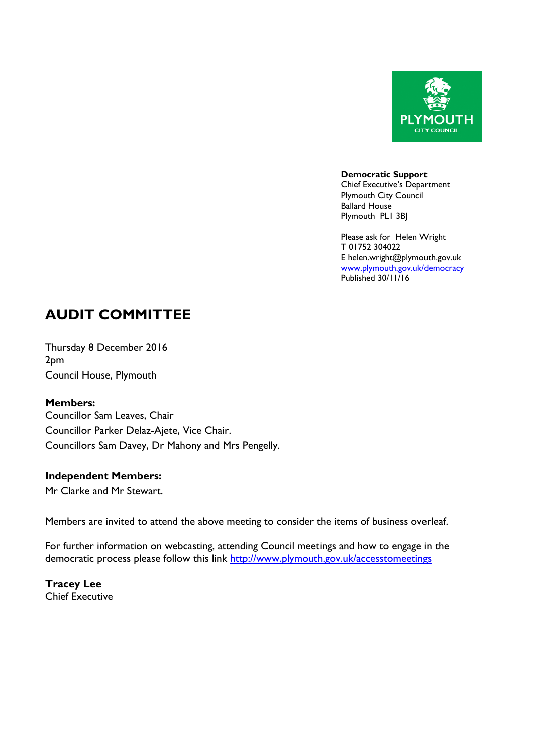PLYMOUTH CITY COUNCIL

**Democratic Support**
Chief Executive's Department
Plymouth City Council
Ballard House
Plymouth PL1 3BJ

Please ask for Helen Wright
T 01752 304022
E helen.wright@plymouth.gov.uk
[www.plymouth.gov.uk/democracy](http://www.plymouth.gov.uk/democracy)
Published 30/11/16

# AUDIT COMMITTEE

Thursday 8 December 2016
2pm
Council House, Plymouth

**Members:**
Councillor Sam Leaves, Chair
Councillor Parker Delaz-Ajete, Vice Chair.
Councillors Sam Davey, Dr Mahony and Mrs Pengelly.

**Independent Members:**
Mr Clarke and Mr Stewart.

Members are invited to attend the above meeting to consider the items of business overleaf.

For further information on webcasting, attending Council meetings and how to engage in the democratic process please follow this link [http://www.plymouth.gov.uk/accesstomeetings](http://www.plymouth.gov.uk/accesstomeetings)

**Tracey Lee**
Chief Executive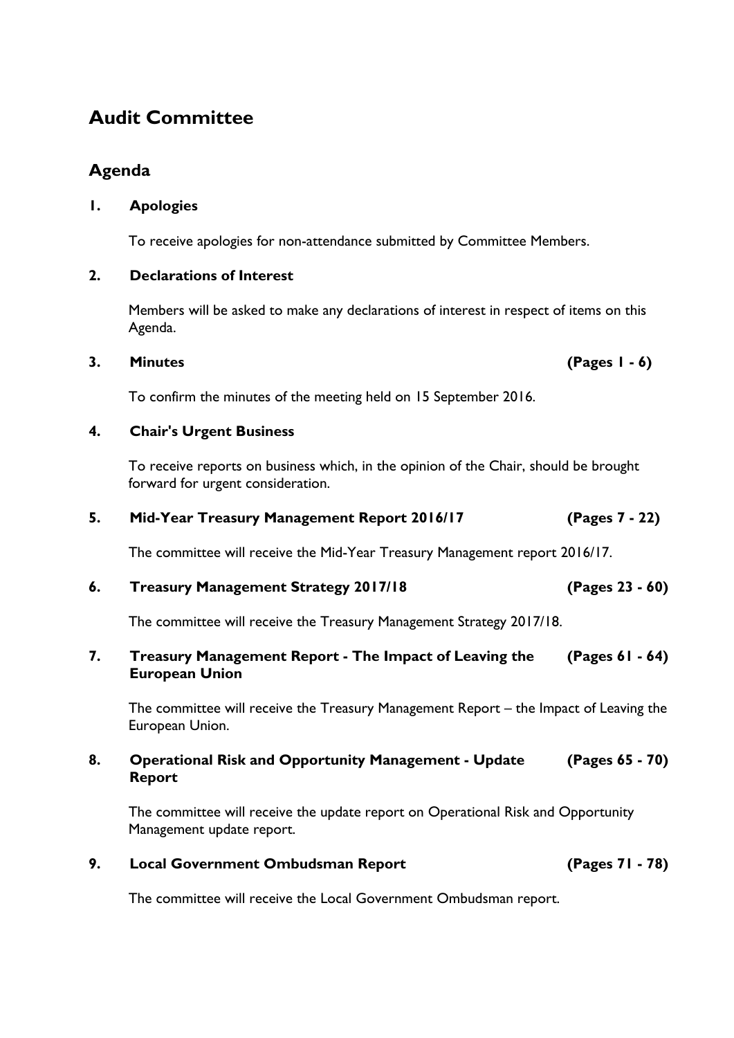# Audit Committee

## Agenda

### 1. Apologies

To receive apologies for non-attendance submitted by Committee Members.

### 2. Declarations of Interest

Members will be asked to make any declarations of interest in respect of items on this Agenda.

### 3. Minutes **(Pages 1 - 6)**

To confirm the minutes of the meeting held on 15 September 2016.

### 4. Chair's Urgent Business

To receive reports on business which, in the opinion of the Chair, should be brought forward for urgent consideration.

### 5. Mid-Year Treasury Management Report 2016/17 **(Pages 7 - 22)**

The committee will receive the Mid-Year Treasury Management report 2016/17.

### 6. Treasury Management Strategy 2017/18 **(Pages 23 - 60)**

The committee will receive the Treasury Management Strategy 2017/18.

### 7. Treasury Management Report - The Impact of Leaving the European Union **(Pages 61 - 64)**

The committee will receive the Treasury Management Report – the Impact of Leaving the European Union.

### 8. Operational Risk and Opportunity Management - Update Report **(Pages 65 - 70)**

The committee will receive the update report on Operational Risk and Opportunity Management update report.

### 9. Local Government Ombudsman Report **(Pages 71 - 78)**

The committee will receive the Local Government Ombudsman report.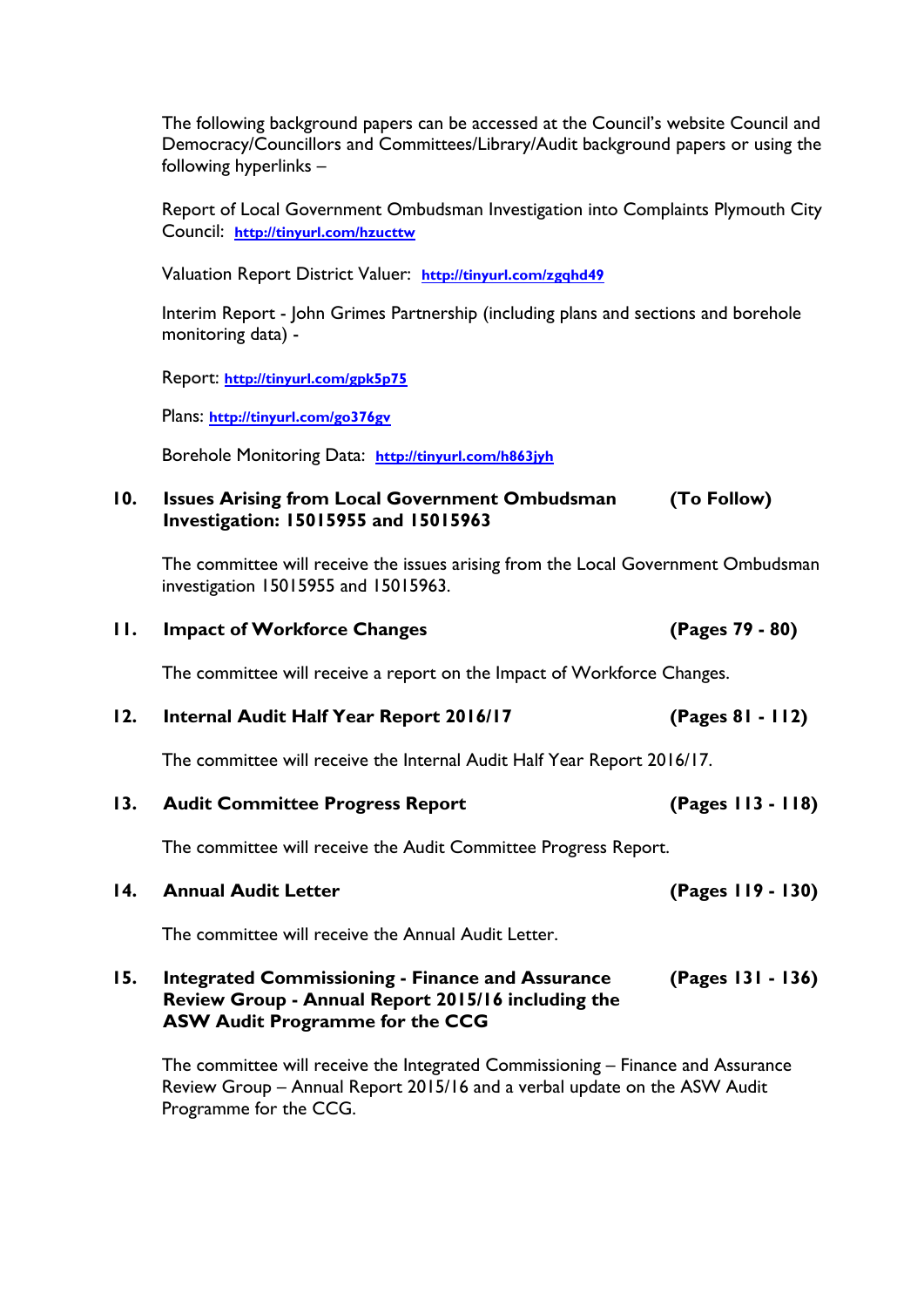The following background papers can be accessed at the Council's website Council and Democracy/Councillors and Committees/Library/Audit background papers or using the following hyperlinks –

Report of Local Government Ombudsman Investigation into Complaints Plymouth City Council: **http://tinyurl.com/hzucttw**

Valuation Report District Valuer: **http://tinyurl.com/zgqhd49**

Interim Report - John Grimes Partnership (including plans and sections and borehole monitoring data) -

Report: **http://tinyurl.com/gpk5p75**

Plans: **http://tinyurl.com/go376gv**

Borehole Monitoring Data: **http://tinyurl.com/h863jyh**

**10. Issues Arising from Local Government Ombudsman Investigation: 15015955 and 15015963 (To Follow)**

The committee will receive the issues arising from the Local Government Ombudsman investigation 15015955 and 15015963.

**11. Impact of Workforce Changes (Pages 79 - 80)**

The committee will receive a report on the Impact of Workforce Changes.

**12. Internal Audit Half Year Report 2016/17 (Pages 81 - 112)**

The committee will receive the Internal Audit Half Year Report 2016/17.

**13. Audit Committee Progress Report (Pages 113 - 118)**

The committee will receive the Audit Committee Progress Report.

**14. Annual Audit Letter (Pages 119 - 130)**

The committee will receive the Annual Audit Letter.

**15. Integrated Commissioning - Finance and Assurance Review Group - Annual Report 2015/16 including the ASW Audit Programme for the CCG (Pages 131 - 136)**

The committee will receive the Integrated Commissioning – Finance and Assurance Review Group – Annual Report 2015/16 and a verbal update on the ASW Audit Programme for the CCG.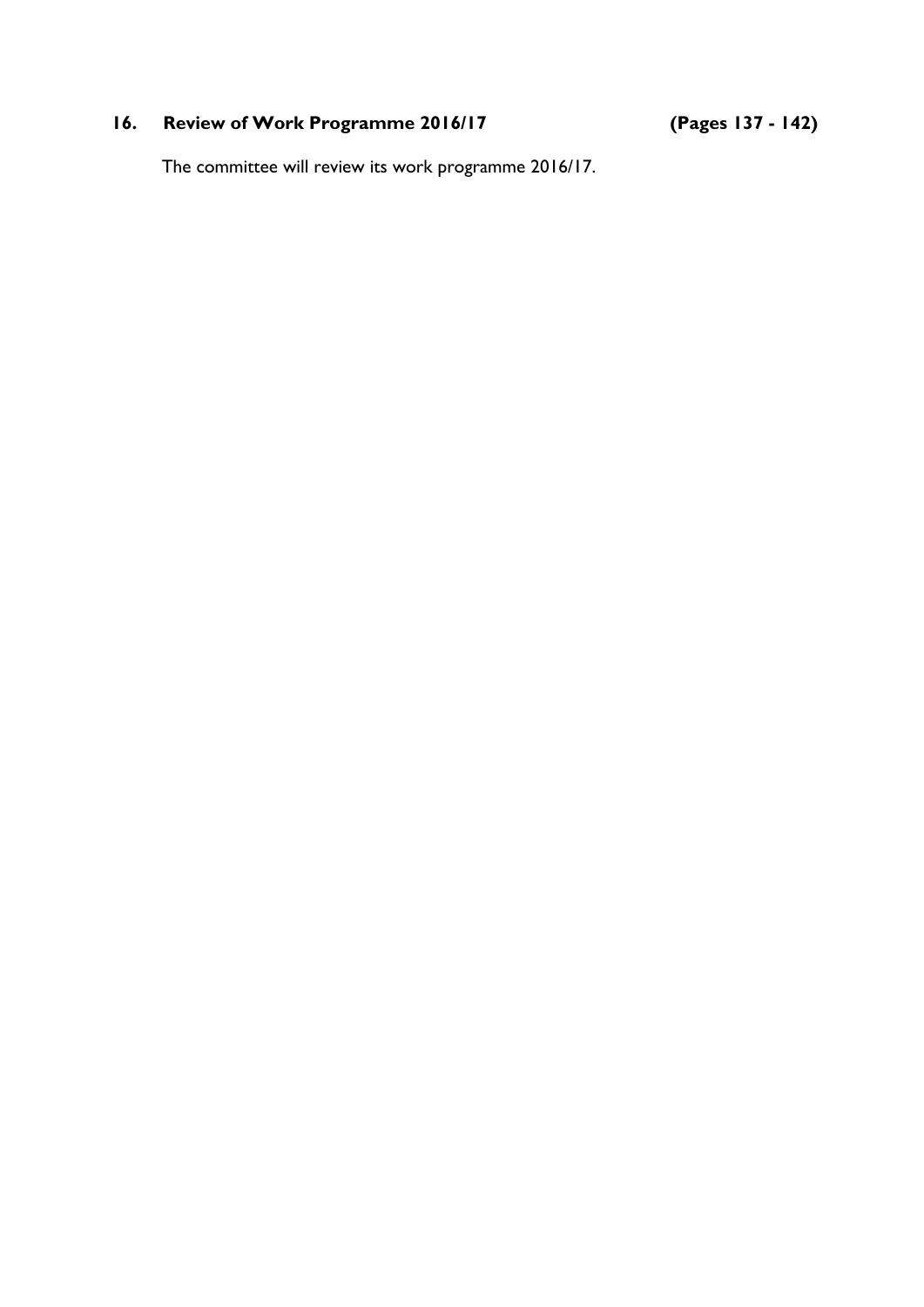**16. Review of Work Programme 2016/17 (Pages 137 - 142)**

The committee will review its work programme 2016/17.